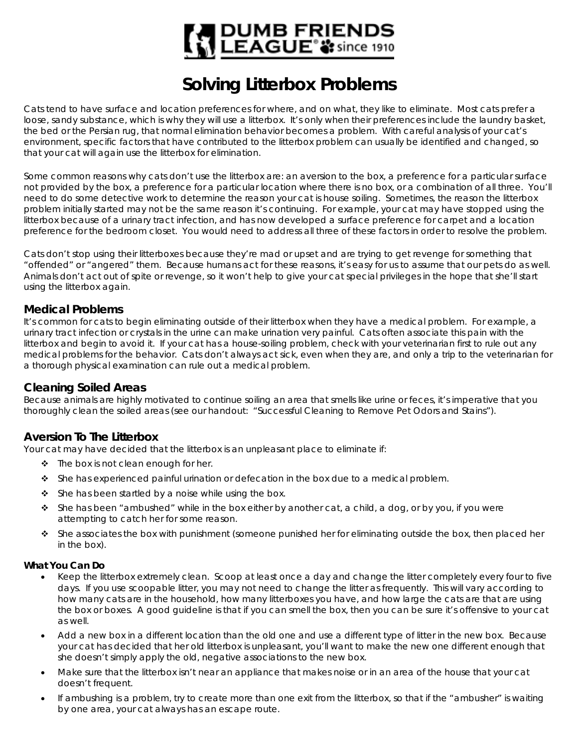DUMB FRIENDS LEAGUE® since 1910

# Solving Litterbox Problems

Cats tend to have surface and location preferences for where, and on what, they like to eliminate. Most cats prefer a loose, sandy substance, which is why they will use a litterbox. It's only when their preferences include the laundry basket, the bed or the Persian rug, that normal elimination behavior becomes a problem. With careful analysis of your cat's environment, specific factors that have contributed to the litterbox problem can usually be identified and changed, so that your cat will again use the litterbox for elimination.

Some common reasons why cats don't use the litterbox are: an aversion to the box, a preference for a particular surface not provided by the box, a preference for a particular location where there is no box, or a combination of all three. You'll need to do some detective work to determine the reason your cat is house soiling. Sometimes, the reason the litterbox problem initially started may not be the same reason it's continuing. For example, your cat may have stopped using the litterbox because of a urinary tract infection, and has now developed a surface preference for carpet and a location preference for the bedroom closet. You would need to address all three of these factors in order to resolve the problem.

Cats don't stop using their litterboxes because they're mad or upset and are trying to get revenge for something that "offended" or "angered" them. Because humans act for these reasons, it's easy for us to assume that our pets do as well. Animals don't act out of spite or revenge, so it won't help to give your cat special privileges in the hope that she'll start using the litterbox again.

## Medical Problems

It's common for cats to begin eliminating outside of their litterbox when they have a medical problem. For example, a urinary tract infection or crystals in the urine can make urination very painful. Cats often associate this pain with the litterbox and begin to avoid it. If your cat has a house-soiling problem, check with your veterinarian first to rule out any medical problems for the behavior. Cats don't always act sick, even when they are, and only a trip to the veterinarian for a thorough physical examination can rule out a medical problem.

## Cleaning Soiled Areas

Because animals are highly motivated to continue soiling an area that smells like urine or feces, it's imperative that you thoroughly clean the soiled areas (see our handout: "Successful Cleaning to Remove Pet Odors and Stains").

## Aversion To The Litterbox

Your cat may have decided that the litterbox is an unpleasant place to eliminate if:

- The box is not clean enough for her.
- She has experienced painful urination or defecation in the box due to a medical problem.
- She has been startled by a noise while using the box.
- She has been "ambushed" while in the box either by another cat, a child, a dog, or by you, if you were attempting to catch her for some reason.
- She associates the box with punishment (someone punished her for eliminating outside the box, then placed her in the box).

#### What You Can Do

- Keep the litterbox extremely clean. Scoop at least once a day and change the litter completely every four to five days. If you use scoopable litter, you may not need to change the litter as frequently. This will vary according to how many cats are in the household, how many litterboxes you have, and how large the cats are that are using the box or boxes. A good guideline is that if you can smell the box, then you can be sure it's offensive to your cat as well.
- Add a new box in a different location than the old one and use a different type of litter in the new box. Because your cat has decided that her old litterbox is unpleasant, you'll want to make the new one different enough that she doesn't simply apply the old, negative associations to the new box.
- Make sure that the litterbox isn't near an appliance that makes noise or in an area of the house that your cat doesn't frequent.
- If ambushing is a problem, try to create more than one exit from the litterbox, so that if the "ambusher" is waiting by one area, your cat always has an escape route.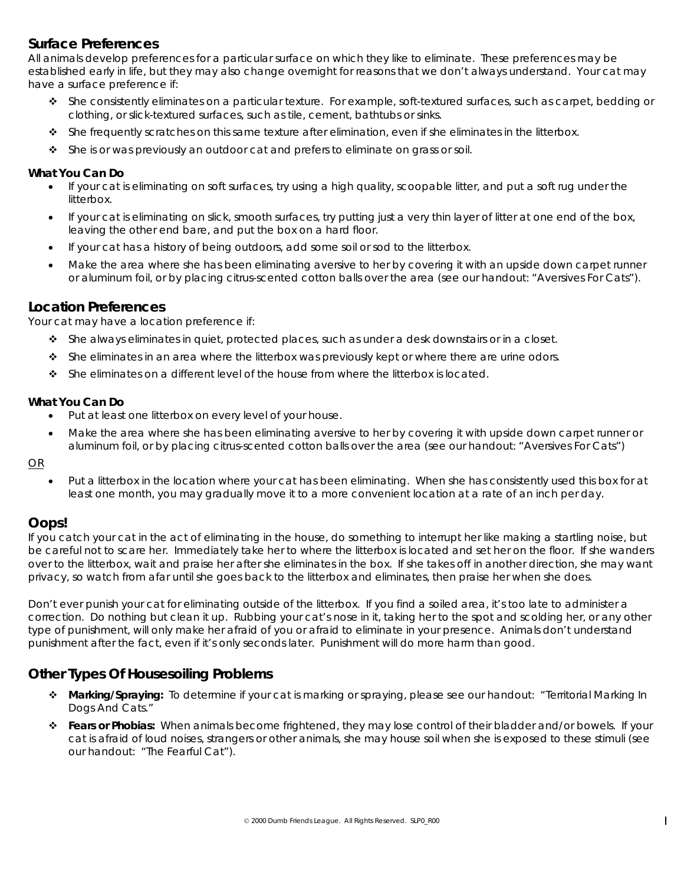## Surface Preferences

All animals develop preferences for a particular surface on which they like to eliminate. These preferences may be established early in life, but they may also change overnight for reasons that we don't always understand. Your cat may have a surface preference if:

- She consistently eliminates on a particular texture. For example, soft-textured surfaces, such as carpet, bedding or clothing, or slick-textured surfaces, such as tile, cement, bathtubs or sinks.
- She frequently scratches on this same texture after elimination, even if she eliminates in the litterbox.
- She is or was previously an outdoor cat and prefers to eliminate on grass or soil.

**What You Can Do**

- If your cat is eliminating on soft surfaces, try using a high quality, scoopable litter, and put a soft rug under the litterbox.
- If your cat is eliminating on slick, smooth surfaces, try putting just a very thin layer of litter at one end of the box, leaving the other end bare, and put the box on a hard floor.
- If your cat has a history of being outdoors, add some soil or sod to the litterbox.
- Make the area where she has been eliminating aversive to her by covering it with an upside down carpet runner or aluminum foil, or by placing citrus-scented cotton balls over the area (see our handout: "Aversives For Cats").

## Location Preferences

Your cat may have a location preference if:

- She always eliminates in quiet, protected places, such as under a desk downstairs or in a closet.
- She eliminates in an area where the litterbox was previously kept or where there are urine odors.
- She eliminates on a different level of the house from where the litterbox is located.

**What You Can Do**

- Put at least one litterbox on every level of your house.
- Make the area where she has been eliminating aversive to her by covering it with upside down carpet runner or aluminum foil, or by placing citrus-scented cotton balls over the area (see our handout: "Aversives For Cats")

<u>OR</u>

- Put a litterbox in the location where your cat has been eliminating. When she has consistently used this box for at least one month, you may gradually move it to a more convenient location at a rate of an inch per day.

## Oops!

If you catch your cat in the act of eliminating in the house, do something to interrupt her like making a startling noise, but be careful not to scare her. Immediately take her to where the litterbox is located and set her on the floor. If she wanders over to the litterbox, wait and praise her after she eliminates in the box. If she takes off in another direction, she may want privacy, so watch from afar until she goes back to the litterbox and eliminates, then praise her when she does.

Don't ever punish your cat for eliminating outside of the litterbox. If you find a soiled area, it's too late to administer a correction. Do nothing but clean it up. Rubbing your cat's nose in it, taking her to the spot and scolding her, or any other type of punishment, will only make her afraid of you or afraid to eliminate in your presence. Animals don't understand punishment after the fact, even if it's only seconds later. Punishment will do more harm than good.

## Other Types Of Housesoiling Problems

- **Marking/Spraying:** To determine if your cat is marking or spraying, please see our handout: "Territorial Marking In Dogs And Cats."
- **Fears or Phobias:** When animals become frightened, they may lose control of their bladder and/or bowels. If your cat is afraid of loud noises, strangers or other animals, she may house soil when she is exposed to these stimuli (see our handout: "The Fearful Cat").

© 2000 Dumb Friends League. All Rights Reserved. SLP0_R00